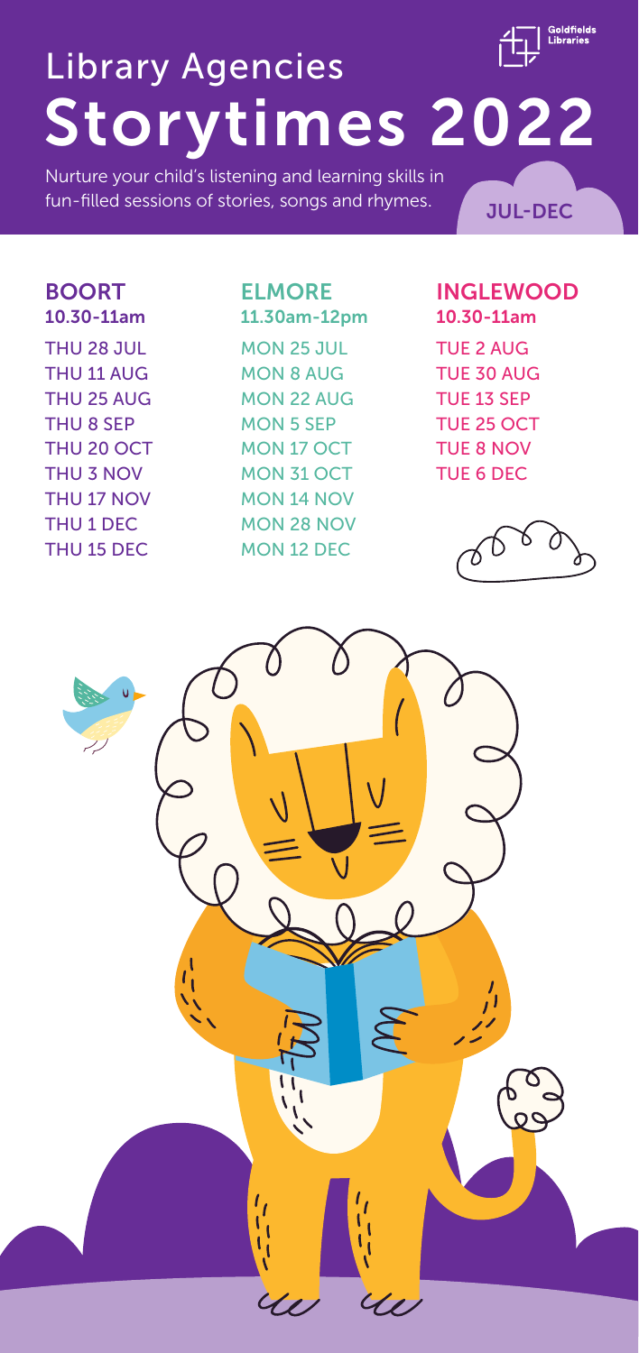Goldfields Libraries

# Library Agencies
# Storytimes 2022

Nurture your child's listening and learning skills in fun-filled sessions of stories, songs and rhymes.

JUL-DEC

## BOORT
**10.30-11am**

THU 28 JUL
THU 11 AUG
THU 25 AUG
THU 8 SEP
THU 20 OCT
THU 3 NOV
THU 17 NOV
THU 1 DEC
THU 15 DEC

## ELMORE
**11.30am-12pm**

MON 25 JUL
MON 8 AUG
MON 22 AUG
MON 5 SEP
MON 17 OCT
MON 31 OCT
MON 14 NOV
MON 28 NOV
MON 12 DEC

## INGLEWOOD
**10.30-11am**

TUE 2 AUG
TUE 30 AUG
TUE 13 SEP
TUE 25 OCT
TUE 8 NOV
TUE 6 DEC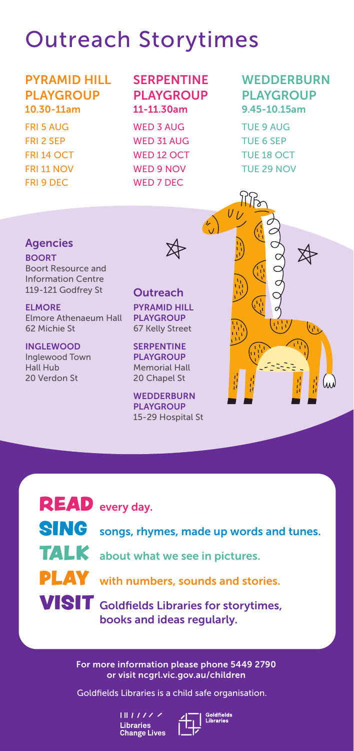# Outreach Storytimes

## PYRAMID HILL PLAYGROUP
**10.30-11am**

FRI 5 AUG
FRI 2 SEP
FRI 14 OCT
FRI 11 NOV
FRI 9 DEC

## SERPENTINE PLAYGROUP
**11-11.30am**

WED 3 AUG
WED 31 AUG
WED 12 OCT
WED 9 NOV
WED 7 DEC

## WEDDERBURN PLAYGROUP
**9.45-10.15am**

TUE 9 AUG
TUE 6 SEP
TUE 18 OCT
TUE 29 NOV

## Agencies

**BOORT**
Boort Resource and Information Centre
119-121 Godfrey St

**ELMORE**
Elmore Athenaeum Hall
62 Michie St

**INGLEWOOD**
Inglewood Town Hall Hub
20 Verdon St

## Outreach

**PYRAMID HILL PLAYGROUP**
67 Kelly Street

**SERPENTINE PLAYGROUP**
Memorial Hall
20 Chapel St

**WEDDERBURN PLAYGROUP**
15-29 Hospital St

**READ** every day.

**SING** songs, rhymes, made up words and tunes.

**TALK** about what we see in pictures.

**PLAY** with numbers, sounds and stories.

**VISIT** Goldfields Libraries for storytimes, books and ideas regularly.

For more information please phone 5449 2790 or visit ncgrl.vic.gov.au/children

Goldfields Libraries is a child safe organisation.

Libraries Change Lives

Goldfields Libraries